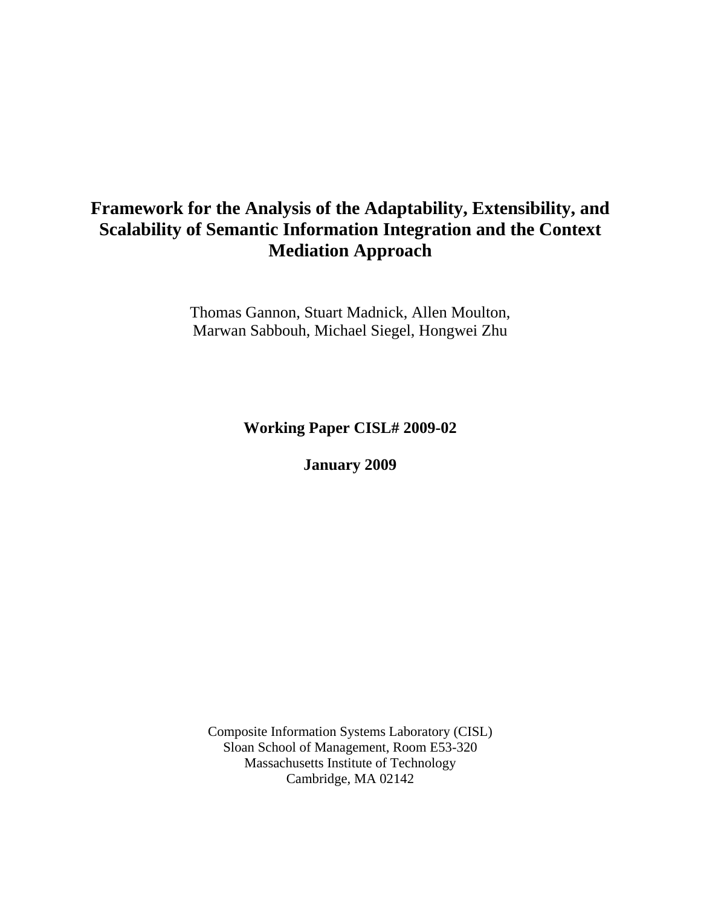# Framework for the Analysis of the Adaptability, Extensibility, and Scalability of Semantic Information Integration and the Context Mediation Approach

Thomas Gannon, Stuart Madnick, Allen Moulton,
Marwan Sabbouh, Michael Siegel, Hongwei Zhu

**Working Paper CISL# 2009-02**

**January 2009**

Composite Information Systems Laboratory (CISL)
Sloan School of Management, Room E53-320
Massachusetts Institute of Technology
Cambridge, MA 02142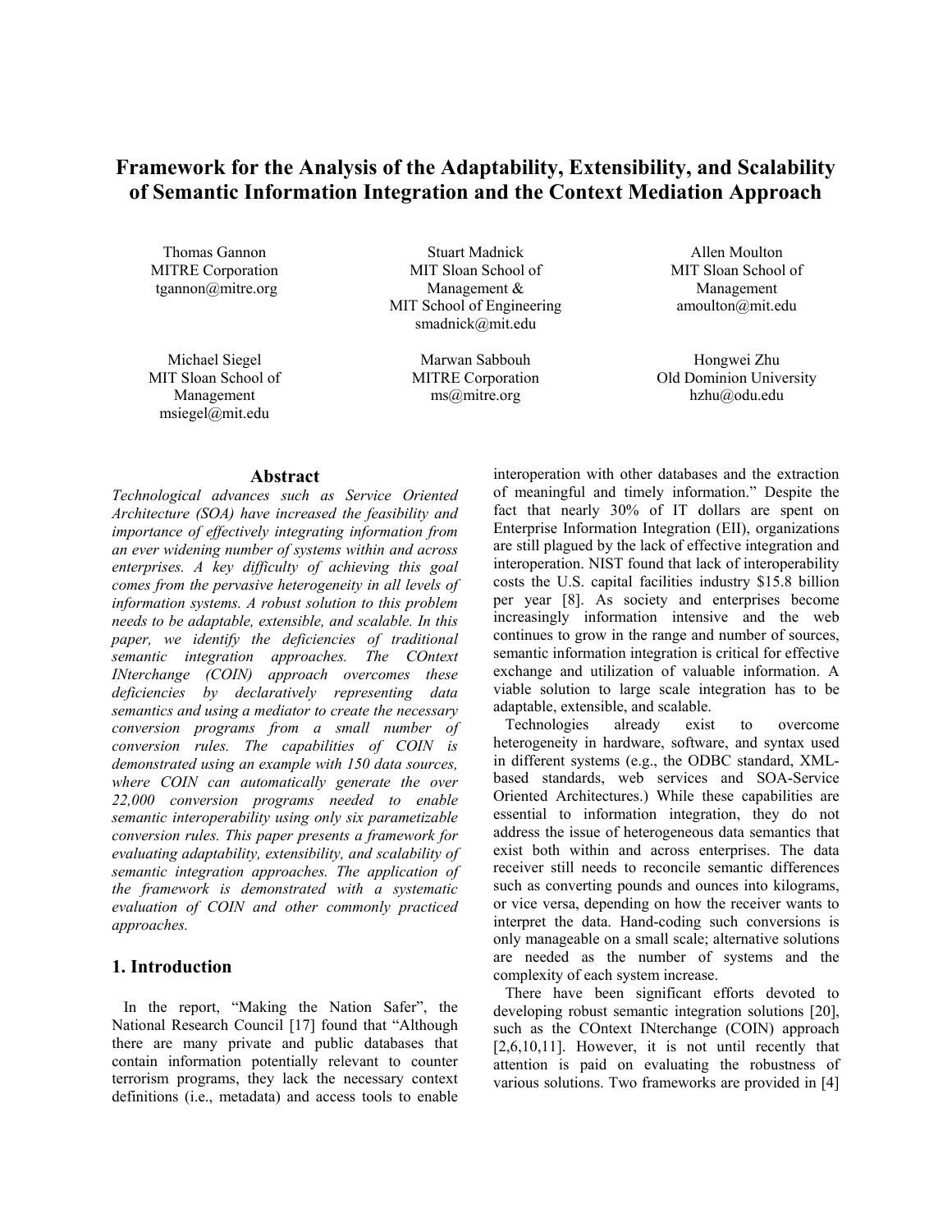# Framework for the Analysis of the Adaptability, Extensibility, and Scalability of Semantic Information Integration and the Context Mediation Approach

Thomas Gannon
MITRE Corporation
tgannon@mitre.org

Stuart Madnick
MIT Sloan School of Management &
MIT School of Engineering
smadnick@mit.edu

Allen Moulton
MIT Sloan School of Management
amoulton@mit.edu

Michael Siegel
MIT Sloan School of Management
msiegel@mit.edu

Marwan Sabbouh
MITRE Corporation
ms@mitre.org

Hongwei Zhu
Old Dominion University
hzhu@odu.edu

## Abstract

*Technological advances such as Service Oriented Architecture (SOA) have increased the feasibility and importance of effectively integrating information from an ever widening number of systems within and across enterprises. A key difficulty of achieving this goal comes from the pervasive heterogeneity in all levels of information systems. A robust solution to this problem needs to be adaptable, extensible, and scalable. In this paper, we identify the deficiencies of traditional semantic integration approaches. The COntext INterchange (COIN) approach overcomes these deficiencies by declaratively representing data semantics and using a mediator to create the necessary conversion programs from a small number of conversion rules. The capabilities of COIN is demonstrated using an example with 150 data sources, where COIN can automatically generate the over 22,000 conversion programs needed to enable semantic interoperability using only six parametizable conversion rules. This paper presents a framework for evaluating adaptability, extensibility, and scalability of semantic integration approaches. The application of the framework is demonstrated with a systematic evaluation of COIN and other commonly practiced approaches.*

## 1. Introduction

In the report, "Making the Nation Safer", the National Research Council [17] found that "Although there are many private and public databases that contain information potentially relevant to counter terrorism programs, they lack the necessary context definitions (i.e., metadata) and access tools to enable interoperation with other databases and the extraction of meaningful and timely information." Despite the fact that nearly 30% of IT dollars are spent on Enterprise Information Integration (EII), organizations are still plagued by the lack of effective integration and interoperation. NIST found that lack of interoperability costs the U.S. capital facilities industry $15.8 billion per year [8]. As society and enterprises become increasingly information intensive and the web continues to grow in the range and number of sources, semantic information integration is critical for effective exchange and utilization of valuable information. A viable solution to large scale integration has to be adaptable, extensible, and scalable.

Technologies already exist to overcome heterogeneity in hardware, software, and syntax used in different systems (e.g., the ODBC standard, XML-based standards, web services and SOA-Service Oriented Architectures.) While these capabilities are essential to information integration, they do not address the issue of heterogeneous data semantics that exist both within and across enterprises. The data receiver still needs to reconcile semantic differences such as converting pounds and ounces into kilograms, or vice versa, depending on how the receiver wants to interpret the data. Hand-coding such conversions is only manageable on a small scale; alternative solutions are needed as the number of systems and the complexity of each system increase.

There have been significant efforts devoted to developing robust semantic integration solutions [20], such as the COntext INterchange (COIN) approach [2,6,10,11]. However, it is not until recently that attention is paid on evaluating the robustness of various solutions. Two frameworks are provided in [4]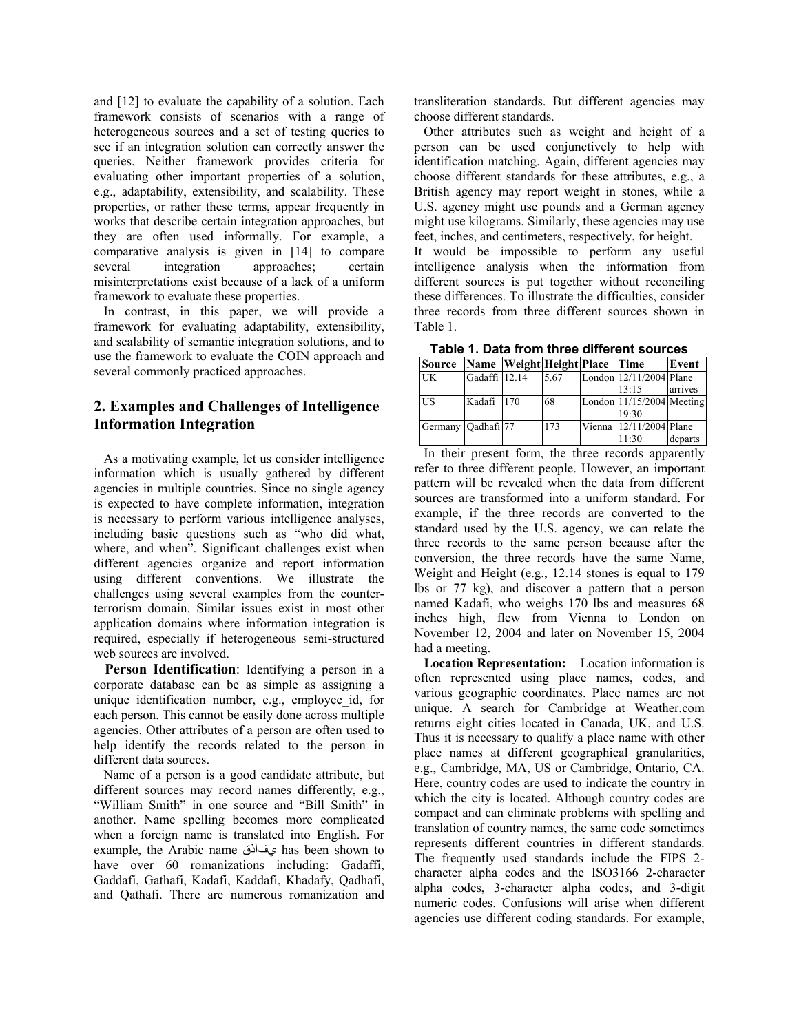and [12] to evaluate the capability of a solution. Each framework consists of scenarios with a range of heterogeneous sources and a set of testing queries to see if an integration solution can correctly answer the queries. Neither framework provides criteria for evaluating other important properties of a solution, e.g., adaptability, extensibility, and scalability. These properties, or rather these terms, appear frequently in works that describe certain integration approaches, but they are often used informally. For example, a comparative analysis is given in [14] to compare several integration approaches; certain misinterpretations exist because of a lack of a uniform framework to evaluate these properties.

In contrast, in this paper, we will provide a framework for evaluating adaptability, extensibility, and scalability of semantic integration solutions, and to use the framework to evaluate the COIN approach and several commonly practiced approaches.

## 2. Examples and Challenges of Intelligence Information Integration

As a motivating example, let us consider intelligence information which is usually gathered by different agencies in multiple countries. Since no single agency is expected to have complete information, integration is necessary to perform various intelligence analyses, including basic questions such as "who did what, where, and when". Significant challenges exist when different agencies organize and report information using different conventions. We illustrate the challenges using several examples from the counter-terrorism domain. Similar issues exist in most other application domains where information integration is required, especially if heterogeneous semi-structured web sources are involved.

**Person Identification**: Identifying a person in a corporate database can be as simple as assigning a unique identification number, e.g., employee_id, for each person. This cannot be easily done across multiple agencies. Other attributes of a person are often used to help identify the records related to the person in different data sources.

Name of a person is a good candidate attribute, but different sources may record names differently, e.g., "William Smith" in one source and "Bill Smith" in another. Name spelling becomes more complicated when a foreign name is translated into English. For example, the Arabic name قذافي has been shown to have over 60 romanizations including: Gadaffi, Gaddafi, Gathafi, Kadafi, Kaddafi, Khadafy, Qadhafi, and Qathafi. There are numerous romanization and transliteration standards. But different agencies may choose different standards.

Other attributes such as weight and height of a person can be used conjunctively to help with identification matching. Again, different agencies may choose different standards for these attributes, e.g., a British agency may report weight in stones, while a U.S. agency might use pounds and a German agency might use kilograms. Similarly, these agencies may use feet, inches, and centimeters, respectively, for height.

It would be impossible to perform any useful intelligence analysis when the information from different sources is put together without reconciling these differences. To illustrate the difficulties, consider three records from three different sources shown in Table 1.

**Table 1. Data from three different sources**

| Source | Name | Weight | Height | Place | Time | Event |
|---|---|---|---|---|---|---|
| UK | Gadaffi | 12.14 | 5.67 | London | 12/11/2004 13:15 | Plane arrives |
| US | Kadafi | 170 | 68 | London | 11/15/2004 19:30 | Meeting |
| Germany | Qadhafi | 77 | 173 | Vienna | 12/11/2004 11:30 | Plane departs |

In their present form, the three records apparently refer to three different people. However, an important pattern will be revealed when the data from different sources are transformed into a uniform standard. For example, if the three records are converted to the standard used by the U.S. agency, we can relate the three records to the same person because after the conversion, the three records have the same Name, Weight and Height (e.g., 12.14 stones is equal to 179 lbs or 77 kg), and discover a pattern that a person named Kadafi, who weighs 170 lbs and measures 68 inches high, flew from Vienna to London on November 12, 2004 and later on November 15, 2004 had a meeting.

**Location Representation:** Location information is often represented using place names, codes, and various geographic coordinates. Place names are not unique. A search for Cambridge at Weather.com returns eight cities located in Canada, UK, and U.S. Thus it is necessary to qualify a place name with other place names at different geographical granularities, e.g., Cambridge, MA, US or Cambridge, Ontario, CA. Here, country codes are used to indicate the country in which the city is located. Although country codes are compact and can eliminate problems with spelling and translation of country names, the same code sometimes represents different countries in different standards. The frequently used standards include the FIPS 2-character alpha codes and the ISO3166 2-character alpha codes, 3-character alpha codes, and 3-digit numeric codes. Confusions will arise when different agencies use different coding standards. For example,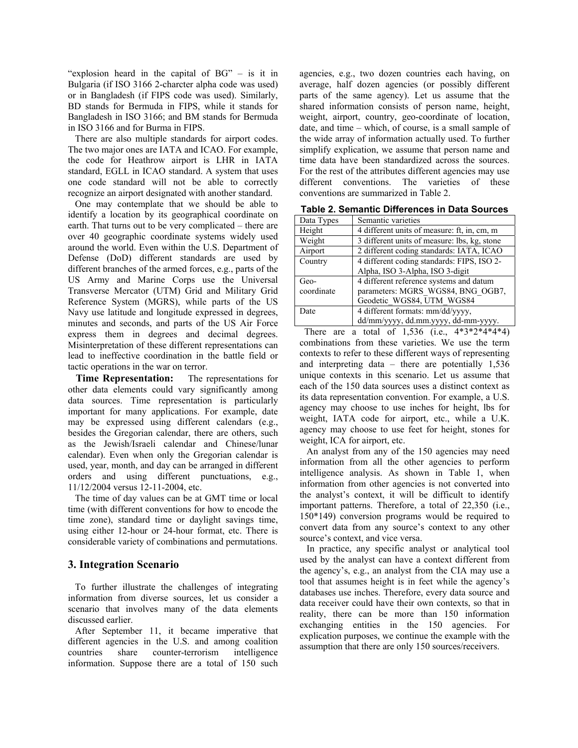"explosion heard in the capital of BG" – is it in Bulgaria (if ISO 3166 2-charcter alpha code was used) or in Bangladesh (if FIPS code was used). Similarly, BD stands for Bermuda in FIPS, while it stands for Bangladesh in ISO 3166; and BM stands for Bermuda in ISO 3166 and for Burma in FIPS.

There are also multiple standards for airport codes. The two major ones are IATA and ICAO. For example, the code for Heathrow airport is LHR in IATA standard, EGLL in ICAO standard. A system that uses one code standard will not be able to correctly recognize an airport designated with another standard.

One may contemplate that we should be able to identify a location by its geographical coordinate on earth. That turns out to be very complicated – there are over 40 geographic coordinate systems widely used around the world. Even within the U.S. Department of Defense (DoD) different standards are used by different branches of the armed forces, e.g., parts of the US Army and Marine Corps use the Universal Transverse Mercator (UTM) Grid and Military Grid Reference System (MGRS), while parts of the US Navy use latitude and longitude expressed in degrees, minutes and seconds, and parts of the US Air Force express them in degrees and decimal degrees. Misinterpretation of these different representations can lead to ineffective coordination in the battle field or tactic operations in the war on terror.

**Time Representation:** The representations for other data elements could vary significantly among data sources. Time representation is particularly important for many applications. For example, date may be expressed using different calendars (e.g., besides the Gregorian calendar, there are others, such as the Jewish/Israeli calendar and Chinese/lunar calendar). Even when only the Gregorian calendar is used, year, month, and day can be arranged in different orders and using different punctuations, e.g., 11/12/2004 versus 12-11-2004, etc.

The time of day values can be at GMT time or local time (with different conventions for how to encode the time zone), standard time or daylight savings time, using either 12-hour or 24-hour format, etc. There is considerable variety of combinations and permutations.

## 3. Integration Scenario

To further illustrate the challenges of integrating information from diverse sources, let us consider a scenario that involves many of the data elements discussed earlier.

After September 11, it became imperative that different agencies in the U.S. and among coalition countries share counter-terrorism intelligence information. Suppose there are a total of 150 such agencies, e.g., two dozen countries each having, on average, half dozen agencies (or possibly different parts of the same agency). Let us assume that the shared information consists of person name, height, weight, airport, country, geo-coordinate of location, date, and time – which, of course, is a small sample of the wide array of information actually used. To further simplify explication, we assume that person name and time data have been standardized across the sources. For the rest of the attributes different agencies may use different conventions. The varieties of these conventions are summarized in Table 2.

**Table 2. Semantic Differences in Data Sources**

| Data Types | Semantic varieties |
|---|---|
| Height | 4 different units of measure: ft, in, cm, m |
| Weight | 3 different units of measure: lbs, kg, stone |
| Airport | 2 different coding standards: IATA, ICAO |
| Country | 4 different coding standards: FIPS, ISO 2-Alpha, ISO 3-Alpha, ISO 3-digit |
| Geo-coordinate | 4 different reference systems and datum parameters: MGRS_WGS84, BNG_OGB7, Geodetic_WGS84, UTM_WGS84 |
| Date | 4 different formats: mm/dd/yyyy, dd/mm/yyyy, dd.mm.yyyy, dd-mm-yyyy. |

There are a total of 1,536 (i.e., 4*3*2*4*4*4) combinations from these varieties. We use the term contexts to refer to these different ways of representing and interpreting data – there are potentially 1,536 unique contexts in this scenario. Let us assume that each of the 150 data sources uses a distinct context as its data representation convention. For example, a U.S. agency may choose to use inches for height, lbs for weight, IATA code for airport, etc., while a U.K. agency may choose to use feet for height, stones for weight, ICA for airport, etc.

An analyst from any of the 150 agencies may need information from all the other agencies to perform intelligence analysis. As shown in Table 1, when information from other agencies is not converted into the analyst's context, it will be difficult to identify important patterns. Therefore, a total of 22,350 (i.e., 150*149) conversion programs would be required to convert data from any source's context to any other source's context, and vice versa.

In practice, any specific analyst or analytical tool used by the analyst can have a context different from the agency's, e.g., an analyst from the CIA may use a tool that assumes height is in feet while the agency's databases use inches. Therefore, every data source and data receiver could have their own contexts, so that in reality, there can be more than 150 information exchanging entities in the 150 agencies. For explication purposes, we continue the example with the assumption that there are only 150 sources/receivers.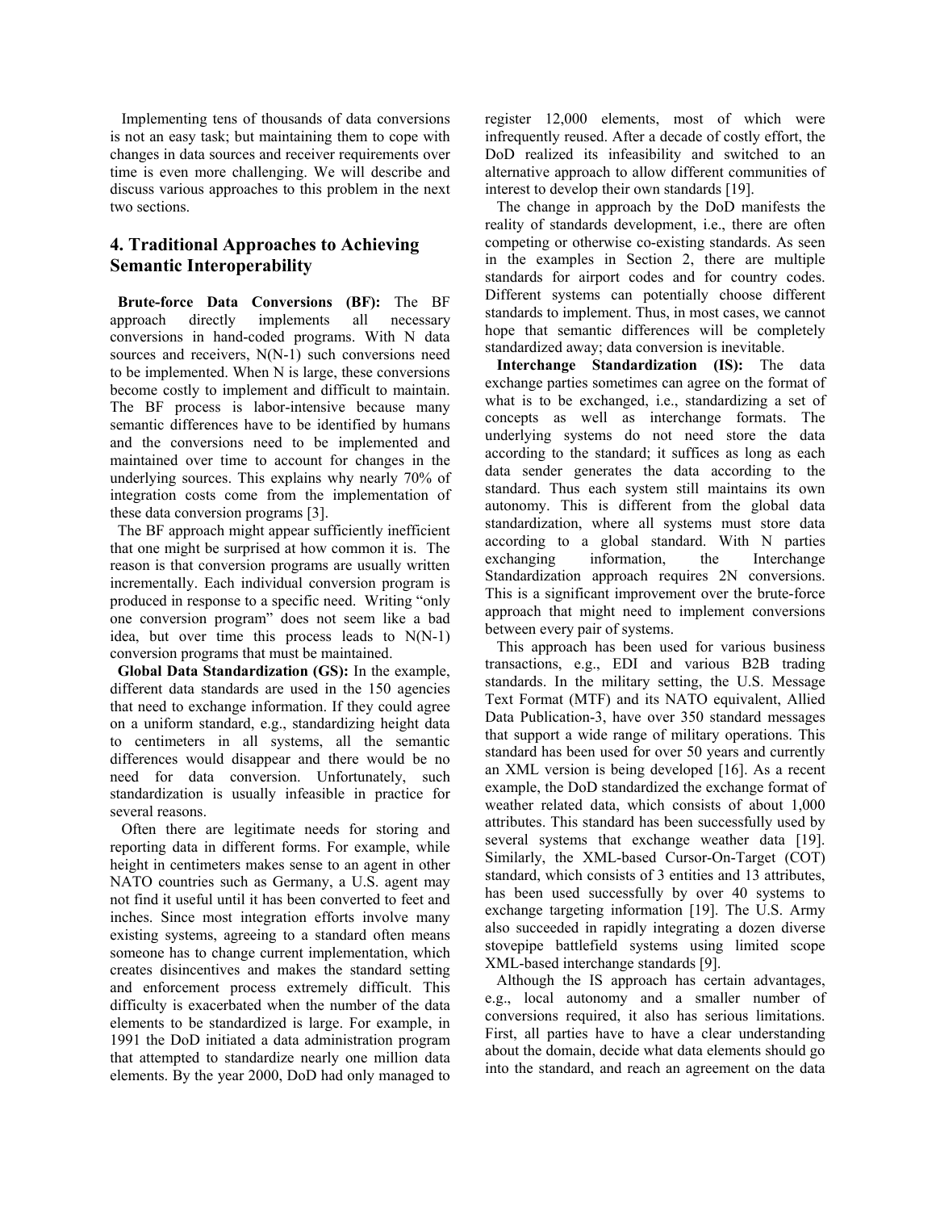Implementing tens of thousands of data conversions is not an easy task; but maintaining them to cope with changes in data sources and receiver requirements over time is even more challenging. We will describe and discuss various approaches to this problem in the next two sections.

## 4. Traditional Approaches to Achieving Semantic Interoperability

**Brute-force Data Conversions (BF):** The BF approach directly implements all necessary conversions in hand-coded programs. With N data sources and receivers, N(N-1) such conversions need to be implemented. When N is large, these conversions become costly to implement and difficult to maintain. The BF process is labor-intensive because many semantic differences have to be identified by humans and the conversions need to be implemented and maintained over time to account for changes in the underlying sources. This explains why nearly 70% of integration costs come from the implementation of these data conversion programs [3].

The BF approach might appear sufficiently inefficient that one might be surprised at how common it is. The reason is that conversion programs are usually written incrementally. Each individual conversion program is produced in response to a specific need. Writing "only one conversion program" does not seem like a bad idea, but over time this process leads to N(N-1) conversion programs that must be maintained.

**Global Data Standardization (GS):** In the example, different data standards are used in the 150 agencies that need to exchange information. If they could agree on a uniform standard, e.g., standardizing height data to centimeters in all systems, all the semantic differences would disappear and there would be no need for data conversion. Unfortunately, such standardization is usually infeasible in practice for several reasons.

Often there are legitimate needs for storing and reporting data in different forms. For example, while height in centimeters makes sense to an agent in other NATO countries such as Germany, a U.S. agent may not find it useful until it has been converted to feet and inches. Since most integration efforts involve many existing systems, agreeing to a standard often means someone has to change current implementation, which creates disincentives and makes the standard setting and enforcement process extremely difficult. This difficulty is exacerbated when the number of the data elements to be standardized is large. For example, in 1991 the DoD initiated a data administration program that attempted to standardize nearly one million data elements. By the year 2000, DoD had only managed to register 12,000 elements, most of which were infrequently reused. After a decade of costly effort, the DoD realized its infeasibility and switched to an alternative approach to allow different communities of interest to develop their own standards [19].

The change in approach by the DoD manifests the reality of standards development, i.e., there are often competing or otherwise co-existing standards. As seen in the examples in Section 2, there are multiple standards for airport codes and for country codes. Different systems can potentially choose different standards to implement. Thus, in most cases, we cannot hope that semantic differences will be completely standardized away; data conversion is inevitable.

**Interchange Standardization (IS):** The data exchange parties sometimes can agree on the format of what is to be exchanged, i.e., standardizing a set of concepts as well as interchange formats. The underlying systems do not need store the data according to the standard; it suffices as long as each data sender generates the data according to the standard. Thus each system still maintains its own autonomy. This is different from the global data standardization, where all systems must store data according to a global standard. With N parties exchanging information, the Interchange Standardization approach requires 2N conversions. This is a significant improvement over the brute-force approach that might need to implement conversions between every pair of systems.

This approach has been used for various business transactions, e.g., EDI and various B2B trading standards. In the military setting, the U.S. Message Text Format (MTF) and its NATO equivalent, Allied Data Publication-3, have over 350 standard messages that support a wide range of military operations. This standard has been used for over 50 years and currently an XML version is being developed [16]. As a recent example, the DoD standardized the exchange format of weather related data, which consists of about 1,000 attributes. This standard has been successfully used by several systems that exchange weather data [19]. Similarly, the XML-based Cursor-On-Target (COT) standard, which consists of 3 entities and 13 attributes, has been used successfully by over 40 systems to exchange targeting information [19]. The U.S. Army also succeeded in rapidly integrating a dozen diverse stovepipe battlefield systems using limited scope XML-based interchange standards [9].

Although the IS approach has certain advantages, e.g., local autonomy and a smaller number of conversions required, it also has serious limitations. First, all parties have to have a clear understanding about the domain, decide what data elements should go into the standard, and reach an agreement on the data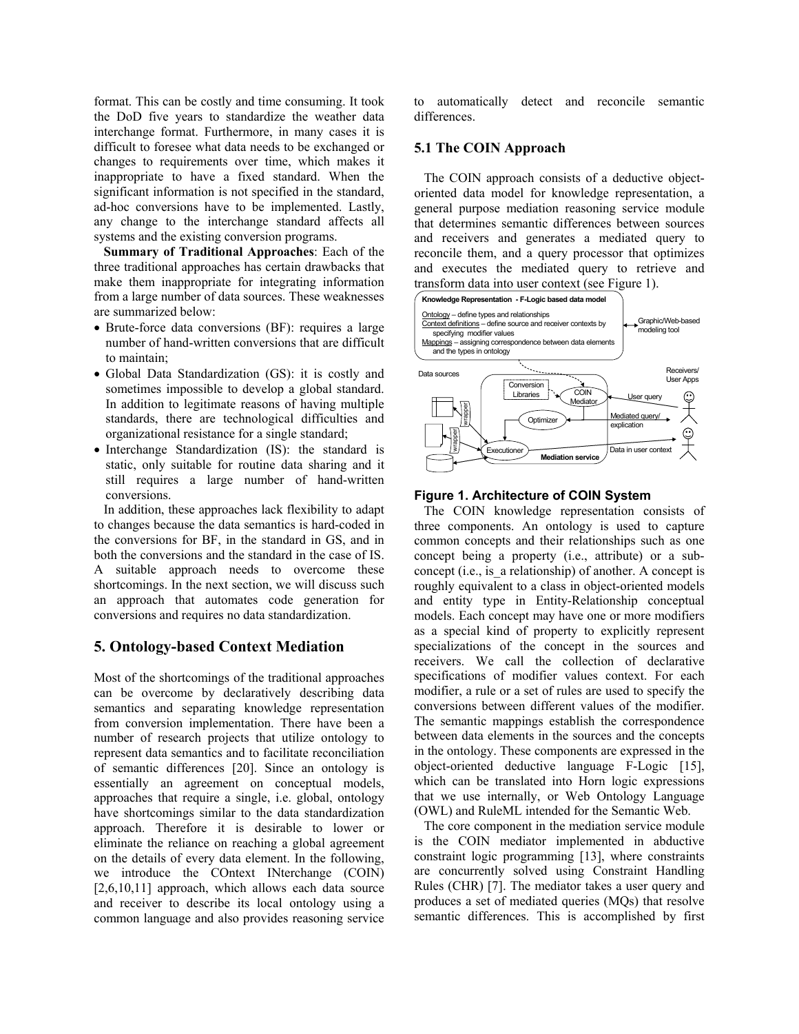format. This can be costly and time consuming. It took the DoD five years to standardize the weather data interchange format. Furthermore, in many cases it is difficult to foresee what data needs to be exchanged or changes to requirements over time, which makes it inappropriate to have a fixed standard. When the significant information is not specified in the standard, ad-hoc conversions have to be implemented. Lastly, any change to the interchange standard affects all systems and the existing conversion programs.

**Summary of Traditional Approaches**: Each of the three traditional approaches has certain drawbacks that make them inappropriate for integrating information from a large number of data sources. These weaknesses are summarized below:

- Brute-force data conversions (BF): requires a large number of hand-written conversions that are difficult to maintain;
- Global Data Standardization (GS): it is costly and sometimes impossible to develop a global standard. In addition to legitimate reasons of having multiple standards, there are technological difficulties and organizational resistance for a single standard;
- Interchange Standardization (IS): the standard is static, only suitable for routine data sharing and it still requires a large number of hand-written conversions.

In addition, these approaches lack flexibility to adapt to changes because the data semantics is hard-coded in the conversions for BF, in the standard in GS, and in both the conversions and the standard in the case of IS. A suitable approach needs to overcome these shortcomings. In the next section, we will discuss such an approach that automates code generation for conversions and requires no data standardization.

## 5. Ontology-based Context Mediation

Most of the shortcomings of the traditional approaches can be overcome by declaratively describing data semantics and separating knowledge representation from conversion implementation. There have been a number of research projects that utilize ontology to represent data semantics and to facilitate reconciliation of semantic differences [20]. Since an ontology is essentially an agreement on conceptual models, approaches that require a single, i.e. global, ontology have shortcomings similar to the data standardization approach. Therefore it is desirable to lower or eliminate the reliance on reaching a global agreement on the details of every data element. In the following, we introduce the COntext INterchange (COIN) [2,6,10,11] approach, which allows each data source and receiver to describe its local ontology using a common language and also provides reasoning service to automatically detect and reconcile semantic differences.

### 5.1 The COIN Approach

The COIN approach consists of a deductive object-oriented data model for knowledge representation, a general purpose mediation reasoning service module that determines semantic differences between sources and receivers and generates a mediated query to reconcile them, and a query processor that optimizes and executes the mediated query to retrieve and transform data into user context (see Figure 1).

Knowledge Representation - F-Logic based data model

Ontology – define types and relationships
Context definitions – define source and receiver contexts by specifying modifier values
Mappings – assigning correspondence between data elements and the types in ontology

Graphic/Web-based modeling tool

Data sources

wrapper

wrapper

Conversion Libraries

COIN Mediator

Optimizer

Executioner

Mediation service

Receivers/ User Apps

User query

Mediated query/ explication

Data in user context

**Figure 1. Architecture of COIN System**

The COIN knowledge representation consists of three components. An ontology is used to capture common concepts and their relationships such as one concept being a property (i.e., attribute) or a sub-concept (i.e., is_a relationship) of another. A concept is roughly equivalent to a class in object-oriented models and entity type in Entity-Relationship conceptual models. Each concept may have one or more modifiers as a special kind of property to explicitly represent specializations of the concept in the sources and receivers. We call the collection of declarative specifications of modifier values context. For each modifier, a rule or a set of rules are used to specify the conversions between different values of the modifier. The semantic mappings establish the correspondence between data elements in the sources and the concepts in the ontology. These components are expressed in the object-oriented deductive language F-Logic [15], which can be translated into Horn logic expressions that we use internally, or Web Ontology Language (OWL) and RuleML intended for the Semantic Web.

The core component in the mediation service module is the COIN mediator implemented in abductive constraint logic programming [13], where constraints are concurrently solved using Constraint Handling Rules (CHR) [7]. The mediator takes a user query and produces a set of mediated queries (MQs) that resolve semantic differences. This is accomplished by first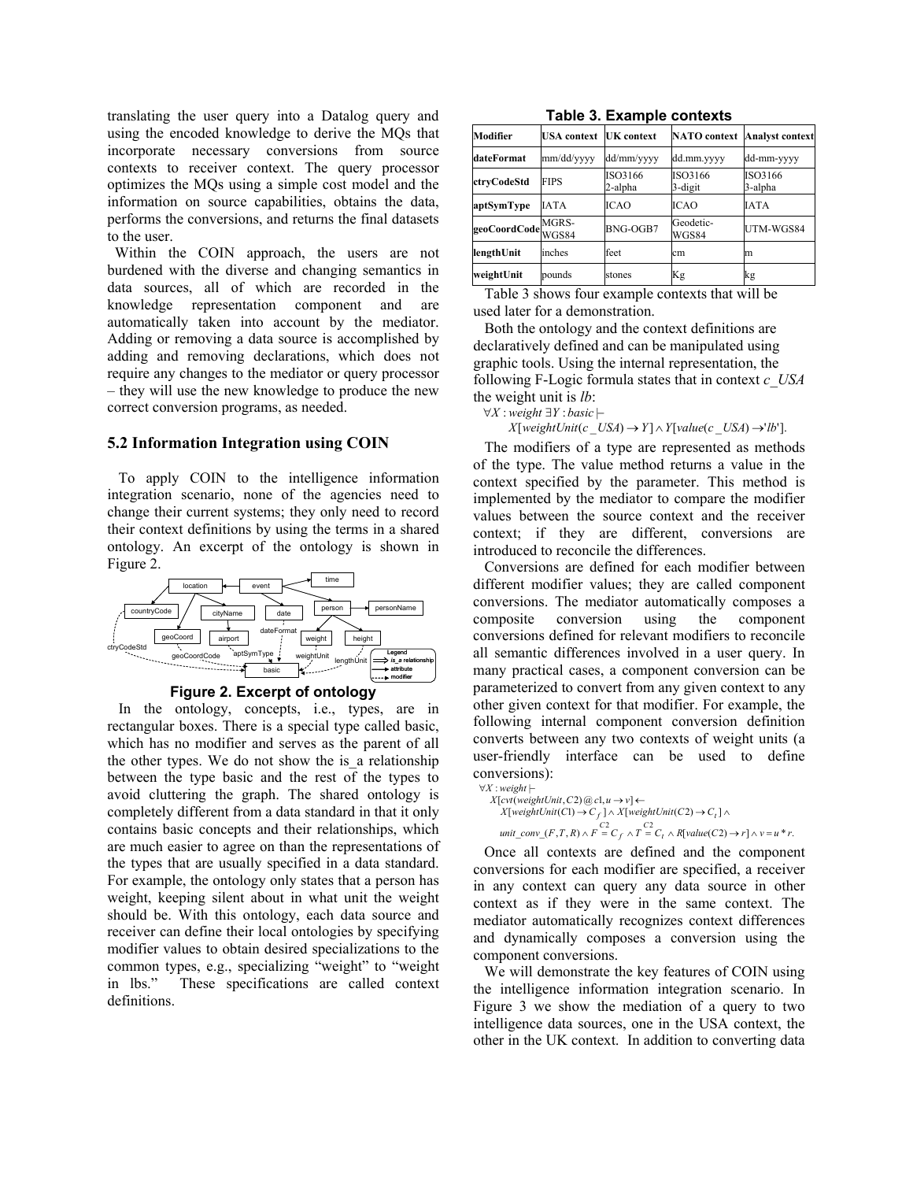translating the user query into a Datalog query and using the encoded knowledge to derive the MQs that incorporate necessary conversions from source contexts to receiver context. The query processor optimizes the MQs using a simple cost model and the information on source capabilities, obtains the data, performs the conversions, and returns the final datasets to the user.

Within the COIN approach, the users are not burdened with the diverse and changing semantics in data sources, all of which are recorded in the knowledge representation component and are automatically taken into account by the mediator. Adding or removing a data source is accomplished by adding and removing declarations, which does not require any changes to the mediator or query processor – they will use the new knowledge to produce the new correct conversion programs, as needed.

### 5.2 Information Integration using COIN

To apply COIN to the intelligence information integration scenario, none of the agencies need to change their current systems; they only need to record their context definitions by using the terms in a shared ontology. An excerpt of the ontology is shown in Figure 2.

location
event
time
countryCode
cityName
date
person
personName
geoCoord
airport
dateFormat
weight
height
ctryCodeStd
geoCoordCode
aptSymType
weightUnit
lengthUnit
basic
Legend
is_a relationship
attribute
modifier

**Figure 2. Excerpt of ontology**

In the ontology, concepts, i.e., types, are in rectangular boxes. There is a special type called basic, which has no modifier and serves as the parent of all the other types. We do not show the is_a relationship between the type basic and the rest of the types to avoid cluttering the graph. The shared ontology is completely different from a data standard in that it only contains basic concepts and their relationships, which are much easier to agree on than the representations of the types that are usually specified in a data standard. For example, the ontology only states that a person has weight, keeping silent about in what unit the weight should be. With this ontology, each data source and receiver can define their local ontologies by specifying modifier values to obtain desired specializations to the common types, e.g., specializing "weight" to "weight in lbs." These specifications are called context definitions.

**Table 3. Example contexts**

| Modifier | USA context | UK context | NATO context | Analyst context |
|---|---|---|---|---|
| **dateFormat** | mm/dd/yyyy | dd/mm/yyyy | dd.mm.yyyy | dd-mm-yyyy |
| **ctryCodeStd** | FIPS | ISO3166 2-alpha | ISO3166 3-digit | ISO3166 3-alpha |
| **aptSymType** | IATA | ICAO | ICAO | IATA |
| **geoCoordCode** | MGRS-WGS84 | BNG-OGB7 | Geodetic-WGS84 | UTM-WGS84 |
| **lengthUnit** | inches | feet | cm | m |
| **weightUnit** | pounds | stones | Kg | kg |

Table 3 shows four example contexts that will be used later for a demonstration.

Both the ontology and the context definitions are declaratively defined and can be manipulated using graphic tools. Using the internal representation, the following F-Logic formula states that in context *c_USA* the weight unit is *lb*:

$$\forall X : weight\ \exists Y : basic \vdash$$
$$X[weightUnit(c\_USA) \rightarrow Y] \wedge Y[value(c\_USA) \rightarrow 'lb'].$$

The modifiers of a type are represented as methods of the type. The value method returns a value in the context specified by the parameter. This method is implemented by the mediator to compare the modifier values between the source context and the receiver context; if they are different, conversions are introduced to reconcile the differences.

Conversions are defined for each modifier between different modifier values; they are called component conversions. The mediator automatically composes a composite conversion using the component conversions defined for relevant modifiers to reconcile all semantic differences involved in a user query. In many practical cases, a component conversion can be parameterized to convert from any given context to any other given context for that modifier. For example, the following internal component conversion definition converts between any two contexts of weight units (a user-friendly interface can be used to define conversions):

$$\forall X : weight \vdash$$
$$X[cvt(weightUnit, C2) @ c1, u \rightarrow v] \leftarrow$$
$$X[weightUnit(C1) \rightarrow C_f] \wedge X[weightUnit(C2) \rightarrow C_t] \wedge$$
$$unit\_conv\_(F,T,R) \wedge F \stackrel{C2}{=} C_f \wedge T \stackrel{C2}{=} C_t \wedge R[value(C2) \rightarrow r] \wedge v = u * r.$$

Once all contexts are defined and the component conversions for each modifier are specified, a receiver in any context can query any data source in other context as if they were in the same context. The mediator automatically recognizes context differences and dynamically composes a conversion using the component conversions.

We will demonstrate the key features of COIN using the intelligence information integration scenario. In Figure 3 we show the mediation of a query to two intelligence data sources, one in the USA context, the other in the UK context. In addition to converting data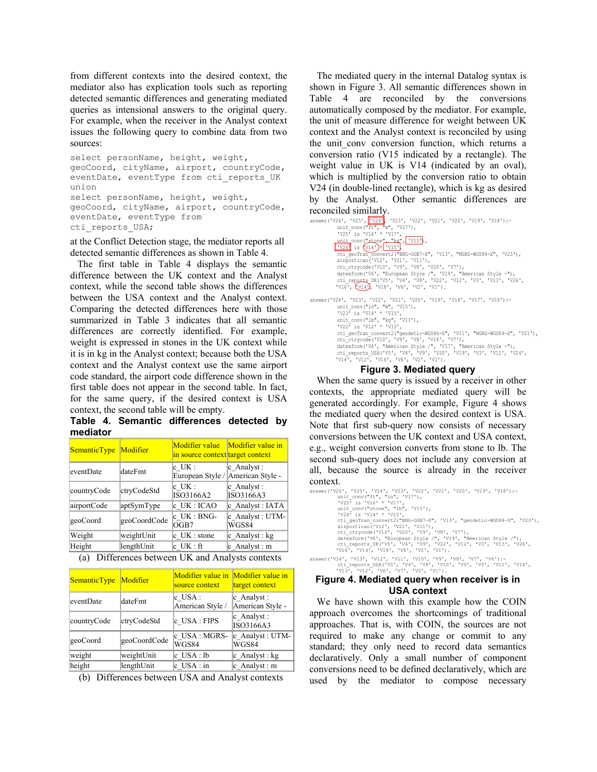from different contexts into the desired context, the mediator also has explication tools such as reporting detected semantic differences and generating mediated queries as intensional answers to the original query. For example, when the receiver in the Analyst context issues the following query to combine data from two sources:

```
select personName, height, weight,
geoCoord, cityName, airport, countryCode,
eventDate, eventType from cti_reports_UK
union
select personName, height, weight,
geoCoord, cityName, airport, countryCode,
eventDate, eventType from
cti_reports_USA;
```

at the Conflict Detection stage, the mediator reports all detected semantic differences as shown in Table 4.

The first table in Table 4 displays the semantic difference between the UK context and the Analyst context, while the second table shows the differences between the USA context and the Analyst context. Comparing the detected differences here with those summarized in Table 3 indicates that all semantic differences are correctly identified. For example, weight is expressed in stones in the UK context while it is in kg in the Analyst context; because both the USA context and the Analyst context use the same airport code standard, the airport code difference shown in the first table does not appear in the second table. In fact, for the same query, if the desired context is USA context, the second table will be empty.

**Table 4. Semantic differences detected by mediator**

| SemanticType | Modifier | Modifier value in source context | Modifier value in target context |
|---|---|---|---|
| eventDate | dateFmt | c_UK : European Style / | c_Analyst : American Style - |
| countryCode | ctryCodeStd | c_UK : ISO3166A2 | c_Analyst : ISO3166A3 |
| airportCode | aptSymType | c_UK : ICAO | c_Analyst : IATA |
| geoCoord | geoCoordCode | c_UK : BNG-OGB7 | c_Analyst : UTM-WGS84 |
| Weight | weightUnit | c_UK : stone | c_Analyst : kg |
| Height | lengthUnit | c_UK : ft | c_Analyst : m |

(a) Differences between UK and Analysts contexts

| SemanticType | Modifier | Modifier value in source context | Modifier value in target context |
|---|---|---|---|
| eventDate | dateFmt | c_USA : American Style / | c_Analyst : American Style - |
| countryCode | ctryCodeStd | c_USA : FIPS | c_Analyst : ISO3166A3 |
| geoCoord | geoCoordCode | c_USA : MGRS-WGS84 | c_Analyst : UTM-WGS84 |
| weight | weightUnit | c_USA : lb | c_Analyst : kg |
| height | lengthUnit | c_USA : in | c_Analyst : m |

(b) Differences between USA and Analyst contexts

The mediated query in the internal Datalog syntax is shown in Figure 3. All semantic differences shown in Table 4 are reconciled by the conversions automatically composed by the mediator. For example, the unit of measure difference for weight between UK context and the Analyst context is reconciled by using the unit_conv conversion function, which returns a conversion ratio (V15 indicated by a rectangle). The weight value in UK is V14 (indicated by an oval), which is multiplied by the conversion ratio to obtain V24 (in double-lined rectangle), which is kg as desired by the Analyst. Other semantic differences are reconciled similarly.

```
answer('V26', 'V25', 'V24', 'V23', 'V22', 'V21', 'V20', 'V19', 'V18'):-
        unit_conv("ft", "m", 'V17'),
        'V25' is 'V16' * 'V17',
        unit_conv("stone", "kg", 'V15'),
        'V24' is 'V14' * 'V15',
        cti_geoTran_convert2("BNG-OGB7-X", 'V13', "MGRS-WGS84-X", 'V23'),
        airporticao('V12', 'V21', 'V11'),
        cti_ctrycode('V10', 'V9', 'V8', 'V20', 'V7'),
        datexform('V6', "European Style /", 'V19', "American Style -"),
        cti_reports_UK('V5', 'V4', 'V9', 'V22', 'V12', 'V3', 'V13', 'V26',
        'V16', 'V14', 'V18', 'V6', 'V2', 'V1').

answer('V24', 'V23', 'V22', 'V21', 'V20', 'V19', 'V18', 'V17', 'V16'):-
        unit_conv("in", "m", 'V15'),
        'V23' is 'V14' * 'V15',
        unit_conv("lb", "kg", 'V13'),
        'V22' is 'V12' * 'V13',
        cti_geoTran_convert2("geodetic-WGS84-X", 'V11', "MGRS-WGS84-X", 'V21'),
        cti_ctrycode('V10', 'V9', 'V8', 'V18', 'V7'),
        datexform('V6', "American Style /", 'V17', "American Style -"),
        cti_reports_USA('V5', 'V4', 'V9', 'V20', 'V19', 'V3', 'V11', 'V24',
        'V14', 'V12', 'V16', 'V6', 'V2', 'V1').
```

**Figure 3. Mediated query**

When the same query is issued by a receiver in other contexts, the appropriate mediated query will be generated accordingly. For example, Figure 4 shows the mediated query when the desired context is USA. Note that first sub-query now consists of necessary conversions between the UK context and USA context, e.g., weight conversion converts from stone to lb. The second sub-query does not include any conversion at all, because the source is already in the receiver context.

```
answer('V26', 'V25', 'V24', 'V23', 'V22', 'V21', 'V20', 'V19', 'V18'):-
        unit_conv("ft", "in", 'V17'),
        'V25' is 'V16' * 'V17',
        unit_conv("stone", "lb", 'V15'),
        'V24' is 'V14' * 'V15',
        cti_geoTran_convert2("BNG-OGB7-X", 'V13', "geodetic-WGS84-X", 'V23'),
        airporticao('V12', 'V21', 'V11'),
        cti_ctrycode('V10', 'V20', 'V9', 'V8', 'V7'),
        datexform('V6', "European Style /", 'V19', "American Style /"),
        cti_reports_UK('V5', 'V4', 'V9', 'V22', 'V12', 'V3', 'V13', 'V26',
        'V16', 'V14', 'V18', 'V6', 'V2', 'V1').

answer('V14', 'V13', 'V12', 'V11', 'V10', 'V9', 'V8', 'V7', 'V6'):-
        cti_reports_USA('V5', 'V4', 'V8', 'V10', 'V9', 'V3', 'V11', 'V14',
        'V13', 'V12', 'V6', 'V7', 'V2', 'V1').
```

**Figure 4. Mediated query when receiver is in USA context**

We have shown with this example how the COIN approach overcomes the shortcomings of traditional approaches. That is, with COIN, the sources are not required to make any change or commit to any standard; they only need to record data semantics declaratively. Only a small number of component conversions need to be defined declaratively, which are used by the mediator to compose necessary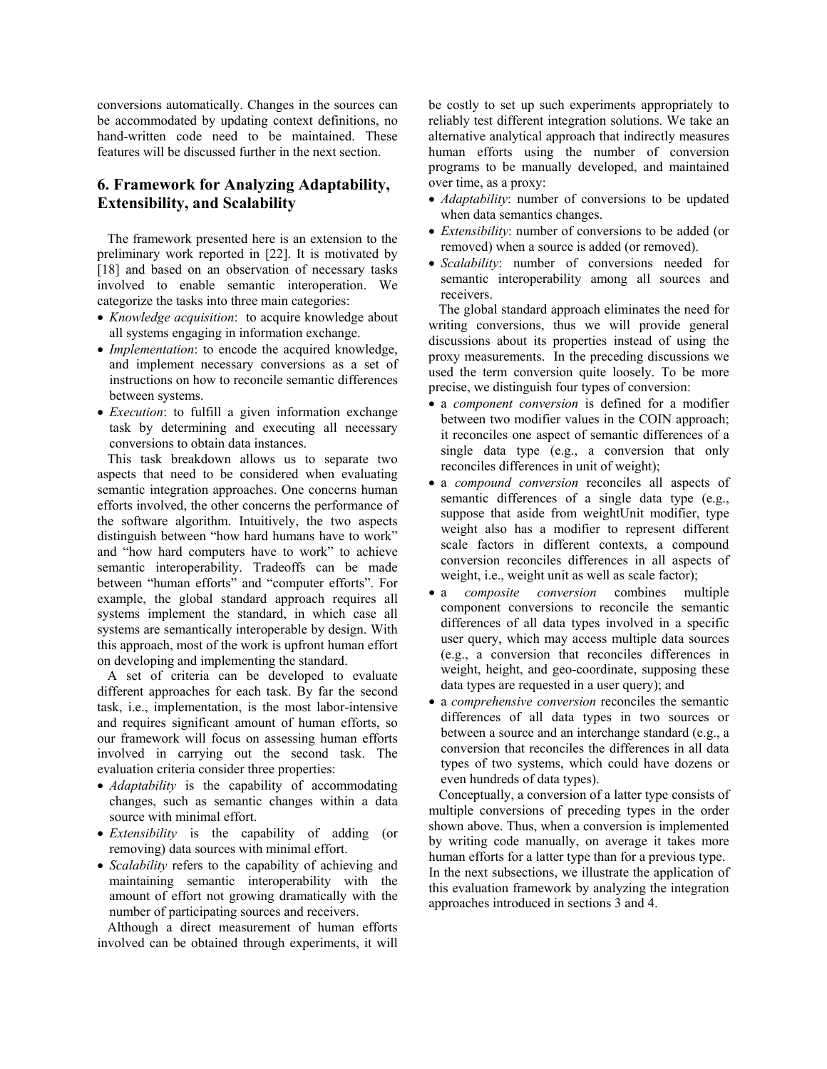conversions automatically. Changes in the sources can be accommodated by updating context definitions, no hand-written code need to be maintained. These features will be discussed further in the next section.

## 6. Framework for Analyzing Adaptability, Extensibility, and Scalability

The framework presented here is an extension to the preliminary work reported in [22]. It is motivated by [18] and based on an observation of necessary tasks involved to enable semantic interoperation. We categorize the tasks into three main categories:

- *Knowledge acquisition*: to acquire knowledge about all systems engaging in information exchange.
- *Implementation*: to encode the acquired knowledge, and implement necessary conversions as a set of instructions on how to reconcile semantic differences between systems.
- *Execution*: to fulfill a given information exchange task by determining and executing all necessary conversions to obtain data instances.

This task breakdown allows us to separate two aspects that need to be considered when evaluating semantic integration approaches. One concerns human efforts involved, the other concerns the performance of the software algorithm. Intuitively, the two aspects distinguish between "how hard humans have to work" and "how hard computers have to work" to achieve semantic interoperability. Tradeoffs can be made between "human efforts" and "computer efforts". For example, the global standard approach requires all systems implement the standard, in which case all systems are semantically interoperable by design. With this approach, most of the work is upfront human effort on developing and implementing the standard.

A set of criteria can be developed to evaluate different approaches for each task. By far the second task, i.e., implementation, is the most labor-intensive and requires significant amount of human efforts, so our framework will focus on assessing human efforts involved in carrying out the second task. The evaluation criteria consider three properties:

- *Adaptability* is the capability of accommodating changes, such as semantic changes within a data source with minimal effort.
- *Extensibility* is the capability of adding (or removing) data sources with minimal effort.
- *Scalability* refers to the capability of achieving and maintaining semantic interoperability with the amount of effort not growing dramatically with the number of participating sources and receivers.

Although a direct measurement of human efforts involved can be obtained through experiments, it will be costly to set up such experiments appropriately to reliably test different integration solutions. We take an alternative analytical approach that indirectly measures human efforts using the number of conversion programs to be manually developed, and maintained over time, as a proxy:

- *Adaptability*: number of conversions to be updated when data semantics changes.
- *Extensibility*: number of conversions to be added (or removed) when a source is added (or removed).
- *Scalability*: number of conversions needed for semantic interoperability among all sources and receivers.

The global standard approach eliminates the need for writing conversions, thus we will provide general discussions about its properties instead of using the proxy measurements. In the preceding discussions we used the term conversion quite loosely. To be more precise, we distinguish four types of conversion:

- a *component conversion* is defined for a modifier between two modifier values in the COIN approach; it reconciles one aspect of semantic differences of a single data type (e.g., a conversion that only reconciles differences in unit of weight);
- a *compound conversion* reconciles all aspects of semantic differences of a single data type (e.g., suppose that aside from weightUnit modifier, type weight also has a modifier to represent different scale factors in different contexts, a compound conversion reconciles differences in all aspects of weight, i.e., weight unit as well as scale factor);
- a *composite conversion* combines multiple component conversions to reconcile the semantic differences of all data types involved in a specific user query, which may access multiple data sources (e.g., a conversion that reconciles differences in weight, height, and geo-coordinate, supposing these data types are requested in a user query); and
- a *comprehensive conversion* reconciles the semantic differences of all data types in two sources or between a source and an interchange standard (e.g., a conversion that reconciles the differences in all data types of two systems, which could have dozens or even hundreds of data types).

Conceptually, a conversion of a latter type consists of multiple conversions of preceding types in the order shown above. Thus, when a conversion is implemented by writing code manually, on average it takes more human efforts for a latter type than for a previous type. In the next subsections, we illustrate the application of this evaluation framework by analyzing the integration approaches introduced in sections 3 and 4.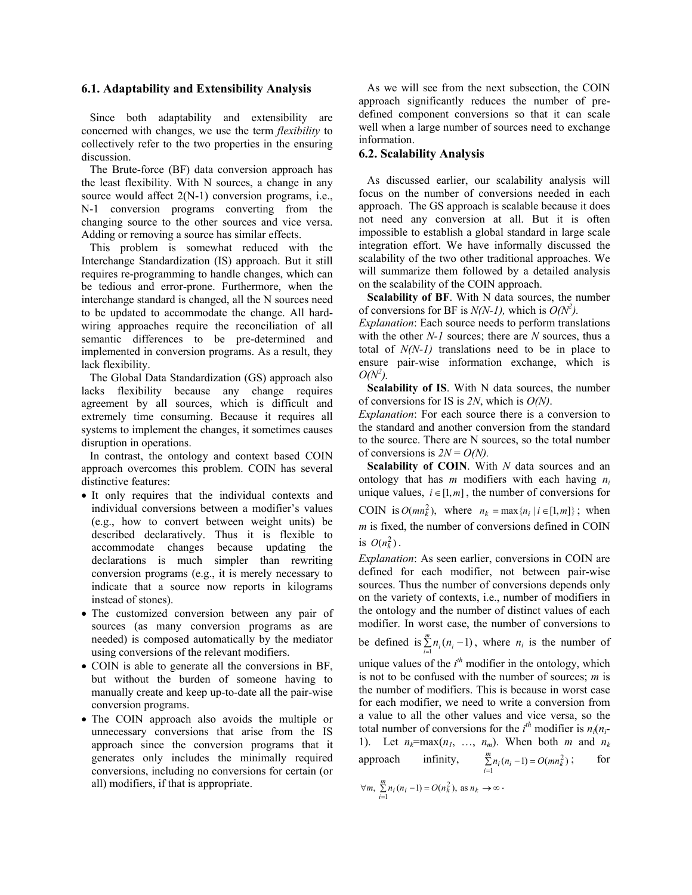### 6.1. Adaptability and Extensibility Analysis

Since both adaptability and extensibility are concerned with changes, we use the term *flexibility* to collectively refer to the two properties in the ensuring discussion.

The Brute-force (BF) data conversion approach has the least flexibility. With N sources, a change in any source would affect 2(N-1) conversion programs, i.e., N-1 conversion programs converting from the changing source to the other sources and vice versa. Adding or removing a source has similar effects.

This problem is somewhat reduced with the Interchange Standardization (IS) approach. But it still requires re-programming to handle changes, which can be tedious and error-prone. Furthermore, when the interchange standard is changed, all the N sources need to be updated to accommodate the change. All hard-wiring approaches require the reconciliation of all semantic differences to be pre-determined and implemented in conversion programs. As a result, they lack flexibility.

The Global Data Standardization (GS) approach also lacks flexibility because any change requires agreement by all sources, which is difficult and extremely time consuming. Because it requires all systems to implement the changes, it sometimes causes disruption in operations.

In contrast, the ontology and context based COIN approach overcomes this problem. COIN has several distinctive features:

- It only requires that the individual contexts and individual conversions between a modifier's values (e.g., how to convert between weight units) be described declaratively. Thus it is flexible to accommodate changes because updating the declarations is much simpler than rewriting conversion programs (e.g., it is merely necessary to indicate that a source now reports in kilograms instead of stones).
- The customized conversion between any pair of sources (as many conversion programs as are needed) is composed automatically by the mediator using conversions of the relevant modifiers.
- COIN is able to generate all the conversions in BF, but without the burden of someone having to manually create and keep up-to-date all the pair-wise conversion programs.
- The COIN approach also avoids the multiple or unnecessary conversions that arise from the IS approach since the conversion programs that it generates only includes the minimally required conversions, including no conversions for certain (or all) modifiers, if that is appropriate.

As we will see from the next subsection, the COIN approach significantly reduces the number of pre-defined component conversions so that it can scale well when a large number of sources need to exchange information.

### 6.2. Scalability Analysis

As discussed earlier, our scalability analysis will focus on the number of conversions needed in each approach. The GS approach is scalable because it does not need any conversion at all. But it is often impossible to establish a global standard in large scale integration effort. We have informally discussed the scalability of the two other traditional approaches. We will summarize them followed by a detailed analysis on the scalability of the COIN approach.

**Scalability of BF**. With N data sources, the number of conversions for BF is *N(N-1),* which is $O(N^2)$.

*Explanation*: Each source needs to perform translations with the other *N-1* sources; there are *N* sources, thus a total of *N(N-1)* translations need to be in place to ensure pair-wise information exchange, which is $O(N^2)$.

**Scalability of IS**. With N data sources, the number of conversions for IS is *2N*, which is *O(N)*.

*Explanation*: For each source there is a conversion to the standard and another conversion from the standard to the source. There are N sources, so the total number of conversions is *2N* = *O(N).*

**Scalability of COIN**. With *N* data sources and an ontology that has *m* modifiers with each having $n_i$ unique values, $i \in [1, m]$, the number of conversions for COIN is $O(mn_k^2)$, where $n_k = \max\{n_i \mid i \in [1, m]\}$; when *m* is fixed, the number of conversions defined in COIN is $O(n_k^2)$.

*Explanation*: As seen earlier, conversions in COIN are defined for each modifier, not between pair-wise sources. Thus the number of conversions depends only on the variety of contexts, i.e., number of modifiers in the ontology and the number of distinct values of each modifier. In worst case, the number of conversions to be defined is $\sum_{i=1}^{m} n_i(n_i - 1)$, where $n_i$ is the number of unique values of the $i^{th}$ modifier in the ontology, which is not to be confused with the number of sources; *m* is the number of modifiers. This is because in worst case for each modifier, we need to write a conversion from a value to all the other values and vice versa, so the total number of conversions for the $i^{th}$ modifier is $n_i(n_i - 1)$. Let $n_k = \max(n_1, \ldots, n_m)$. When both *m* and $n_k$ approach infinity, $\sum_{i=1}^{m} n_i(n_i - 1) = O(mn_k^2)$; for $\forall m, \ \sum_{i=1}^{m} n_i(n_i - 1) = O(n_k^2), \text{ as } n_k \to \infty$.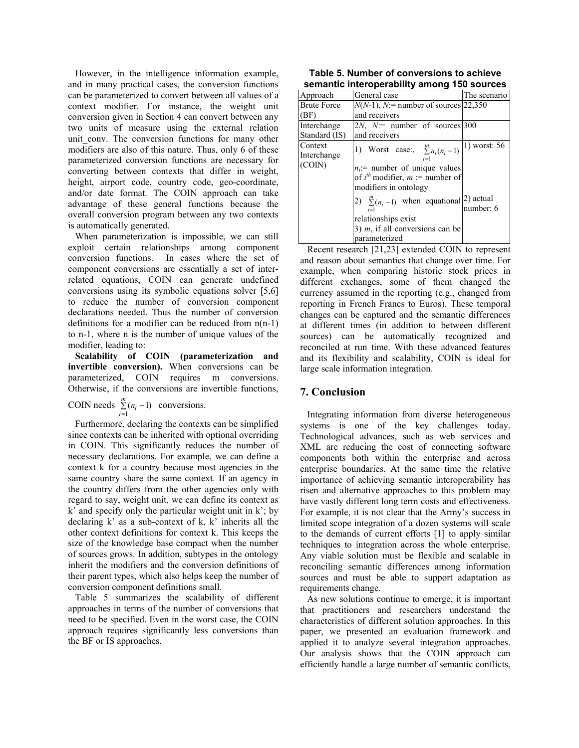However, in the intelligence information example, and in many practical cases, the conversion functions can be parameterized to convert between all values of a context modifier. For instance, the weight unit conversion given in Section 4 can convert between any two units of measure using the external relation unit_conv. The conversion functions for many other modifiers are also of this nature. Thus, only 6 of these parameterized conversion functions are necessary for converting between contexts that differ in weight, height, airport code, country code, geo-coordinate, and/or date format. The COIN approach can take advantage of these general functions because the overall conversion program between any two contexts is automatically generated.

When parameterization is impossible, we can still exploit certain relationships among component conversion functions. In cases where the set of component conversions are essentially a set of inter-related equations, COIN can generate undefined conversions using its symbolic equations solver [5,6] to reduce the number of conversion component declarations needed. Thus the number of conversion definitions for a modifier can be reduced from n(n-1) to n-1, where n is the number of unique values of the modifier, leading to:

**Scalability of COIN (parameterization and invertible conversion).** When conversions can be parameterized, COIN requires m conversions. Otherwise, if the conversions are invertible functions, COIN needs $\sum_{i=1}^{m}(n_i - 1)$ conversions.

Furthermore, declaring the contexts can be simplified since contexts can be inherited with optional overriding in COIN. This significantly reduces the number of necessary declarations. For example, we can define a context k for a country because most agencies in the same country share the same context. If an agency in the country differs from the other agencies only with regard to say, weight unit, we can define its context as k' and specify only the particular weight unit in k'; by declaring k' as a sub-context of k, k' inherits all the other context definitions for context k. This keeps the size of the knowledge base compact when the number of sources grows. In addition, subtypes in the ontology inherit the modifiers and the conversion definitions of their parent types, which also helps keep the number of conversion component definitions small.

Table 5 summarizes the scalability of different approaches in terms of the number of conversions that need to be specified. Even in the worst case, the COIN approach requires significantly less conversions than the BF or IS approaches.

**Table 5. Number of conversions to achieve semantic interoperability among 150 sources**

| Approach | General case | The scenario |
|---|---|---|
| Brute Force (BF) | $N(N$-1), $N$:= number of sources and receivers | 22,350 |
| Interchange Standard (IS) | 2$N$, $N$:= number of sources and receivers | 300 |
| Context Interchange (COIN) | 1) Worst case:, $\sum_{i=1}^{m} n_i(n_i - 1)$ $n_i$:= number of unique values of $i^{th}$ modifier, $m$ := number of modifiers in ontology<br>2) $\sum_{i=1}^{m}(n_i - 1)$ when equational relationships exist<br>3) $m$, if all conversions can be parameterized | 1) worst: 56<br>2) actual number: 6 |

Recent research [21,23] extended COIN to represent and reason about semantics that change over time. For example, when comparing historic stock prices in different exchanges, some of them changed the currency assumed in the reporting (e.g., changed from reporting in French Francs to Euros). These temporal changes can be captured and the semantic differences at different times (in addition to between different sources) can be automatically recognized and reconciled at run time. With these advanced features and its flexibility and scalability, COIN is ideal for large scale information integration.

## 7. Conclusion

Integrating information from diverse heterogeneous systems is one of the key challenges today. Technological advances, such as web services and XML are reducing the cost of connecting software components both within the enterprise and across enterprise boundaries. At the same time the relative importance of achieving semantic interoperability has risen and alternative approaches to this problem may have vastly different long term costs and effectiveness. For example, it is not clear that the Army's success in limited scope integration of a dozen systems will scale to the demands of current efforts [1] to apply similar techniques to integration across the whole enterprise. Any viable solution must be flexible and scalable in reconciling semantic differences among information sources and must be able to support adaptation as requirements change.

As new solutions continue to emerge, it is important that practitioners and researchers understand the characteristics of different solution approaches. In this paper, we presented an evaluation framework and applied it to analyze several integration approaches. Our analysis shows that the COIN approach can efficiently handle a large number of semantic conflicts,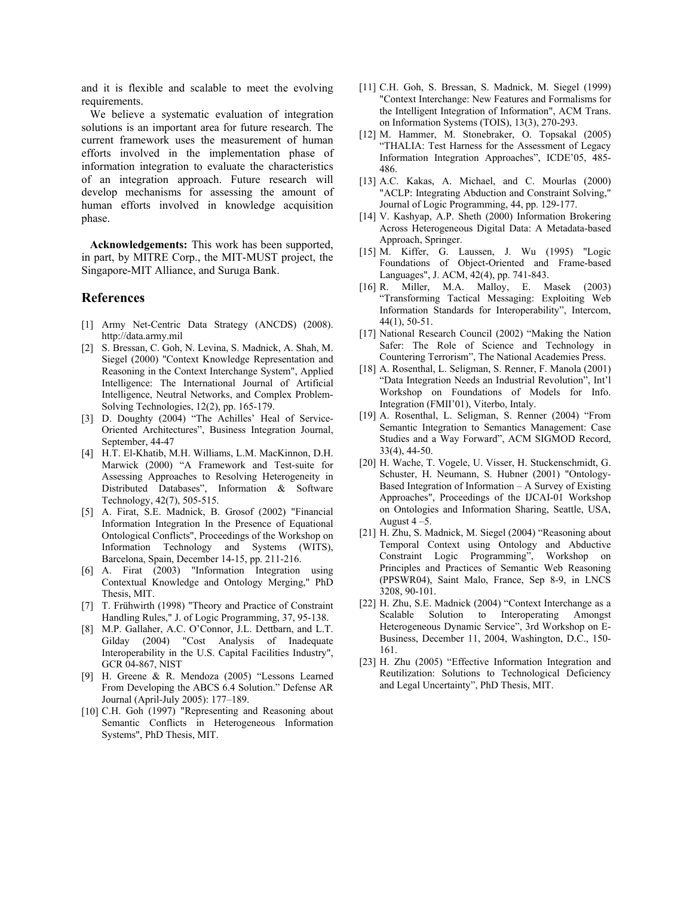and it is flexible and scalable to meet the evolving requirements.

We believe a systematic evaluation of integration solutions is an important area for future research. The current framework uses the measurement of human efforts involved in the implementation phase of information integration to evaluate the characteristics of an integration approach. Future research will develop mechanisms for assessing the amount of human efforts involved in knowledge acquisition phase.

**Acknowledgements:** This work has been supported, in part, by MITRE Corp., the MIT-MUST project, the Singapore-MIT Alliance, and Suruga Bank.

## References

[1] Army Net-Centric Data Strategy (ANCDS) (2008). http://data.army.mil

[2] S. Bressan, C. Goh, N. Levina, S. Madnick, A. Shah, M. Siegel (2000) "Context Knowledge Representation and Reasoning in the Context Interchange System", Applied Intelligence: The International Journal of Artificial Intelligence, Neutral Networks, and Complex Problem-Solving Technologies, 12(2), pp. 165-179.

[3] D. Doughty (2004) "The Achilles' Heal of Service-Oriented Architectures", Business Integration Journal, September, 44-47

[4] H.T. El-Khatib, M.H. Williams, L.M. MacKinnon, D.H. Marwick (2000) "A Framework and Test-suite for Assessing Approaches to Resolving Heterogeneity in Distributed Databases", Information & Software Technology, 42(7), 505-515.

[5] A. Firat, S.E. Madnick, B. Grosof (2002) "Financial Information Integration In the Presence of Equational Ontological Conflicts", Proceedings of the Workshop on Information Technology and Systems (WITS), Barcelona, Spain, December 14-15, pp. 211-216.

[6] A. Firat (2003) "Information Integration using Contextual Knowledge and Ontology Merging," PhD Thesis, MIT.

[7] T. Frühwirth (1998) "Theory and Practice of Constraint Handling Rules," J. of Logic Programming, 37, 95-138.

[8] M.P. Gallaher, A.C. O'Connor, J.L. Dettbarn, and L.T. Gilday (2004) "Cost Analysis of Inadequate Interoperability in the U.S. Capital Facilities Industry", GCR 04-867, NIST

[9] H. Greene & R. Mendoza (2005) "Lessons Learned From Developing the ABCS 6.4 Solution." Defense AR Journal (April-July 2005): 177–189.

[10] C.H. Goh (1997) "Representing and Reasoning about Semantic Conflicts in Heterogeneous Information Systems", PhD Thesis, MIT.

[11] C.H. Goh, S. Bressan, S. Madnick, M. Siegel (1999) "Context Interchange: New Features and Formalisms for the Intelligent Integration of Information", ACM Trans. on Information Systems (TOIS), 13(3), 270-293.

[12] M. Hammer, M. Stonebraker, O. Topsakal (2005) "THALIA: Test Harness for the Assessment of Legacy Information Integration Approaches", ICDE'05, 485-486.

[13] A.C. Kakas, A. Michael, and C. Mourlas (2000) "ACLP: Integrating Abduction and Constraint Solving," Journal of Logic Programming, 44, pp. 129-177.

[14] V. Kashyap, A.P. Sheth (2000) Information Brokering Across Heterogeneous Digital Data: A Metadata-based Approach, Springer.

[15] M. Kiffer, G. Laussen, J. Wu (1995) "Logic Foundations of Object-Oriented and Frame-based Languages", J. ACM, 42(4), pp. 741-843.

[16] R. Miller, M.A. Malloy, E. Masek (2003) "Transforming Tactical Messaging: Exploiting Web Information Standards for Interoperability", Intercom, 44(1), 50-51.

[17] National Research Council (2002) "Making the Nation Safer: The Role of Science and Technology in Countering Terrorism", The National Academies Press.

[18] A. Rosenthal, L. Seligman, S. Renner, F. Manola (2001) "Data Integration Needs an Industrial Revolution", Int'l Workshop on Foundations of Models for Info. Integration (FMII'01), Viterbo, Intaly.

[19] A. Rosenthal, L. Seligman, S. Renner (2004) "From Semantic Integration to Semantics Management: Case Studies and a Way Forward", ACM SIGMOD Record, 33(4), 44-50.

[20] H. Wache, T. Vogele, U. Visser, H. Stuckenschmidt, G. Schuster, H. Neumann, S. Hubner (2001) "Ontology-Based Integration of Information – A Survey of Existing Approaches", Proceedings of the IJCAI-01 Workshop on Ontologies and Information Sharing, Seattle, USA, August 4 –5.

[21] H. Zhu, S. Madnick, M. Siegel (2004) "Reasoning about Temporal Context using Ontology and Abductive Constraint Logic Programming", Workshop on Principles and Practices of Semantic Web Reasoning (PPSWR04), Saint Malo, France, Sep 8-9, in LNCS 3208, 90-101.

[22] H. Zhu, S.E. Madnick (2004) "Context Interchange as a Scalable Solution to Interoperating Amongst Heterogeneous Dynamic Service", 3rd Workshop on E-Business, December 11, 2004, Washington, D.C., 150-161.

[23] H. Zhu (2005) "Effective Information Integration and Reutilization: Solutions to Technological Deficiency and Legal Uncertainty", PhD Thesis, MIT.